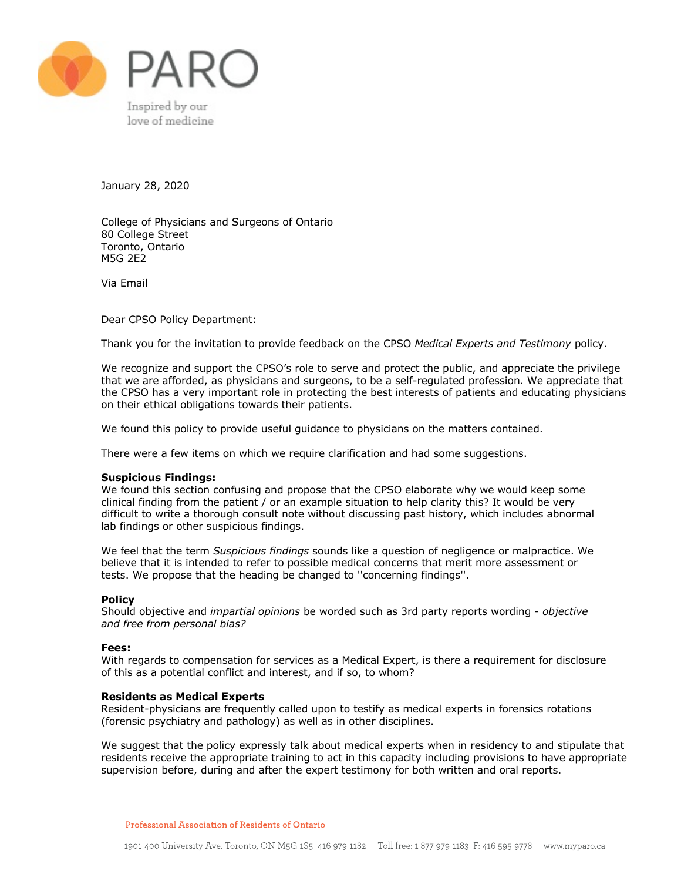PARO

Inspired by our love of medicine

January 28, 2020

College of Physicians and Surgeons of Ontario
80 College Street
Toronto, Ontario
M5G 2E2

Via Email

Dear CPSO Policy Department:

Thank you for the invitation to provide feedback on the CPSO *Medical Experts and Testimony* policy.

We recognize and support the CPSO's role to serve and protect the public, and appreciate the privilege that we are afforded, as physicians and surgeons, to be a self-regulated profession. We appreciate that the CPSO has a very important role in protecting the best interests of patients and educating physicians on their ethical obligations towards their patients.

We found this policy to provide useful guidance to physicians on the matters contained.

There were a few items on which we require clarification and had some suggestions.

**Suspicious Findings:**
We found this section confusing and propose that the CPSO elaborate why we would keep some clinical finding from the patient / or an example situation to help clarity this? It would be very difficult to write a thorough consult note without discussing past history, which includes abnormal lab findings or other suspicious findings.

We feel that the term *Suspicious findings* sounds like a question of negligence or malpractice. We believe that it is intended to refer to possible medical concerns that merit more assessment or tests. We propose that the heading be changed to ''concerning findings''.

**Policy**
Should objective and *impartial opinions* be worded such as 3rd party reports wording - *objective and free from personal bias?*

**Fees:**
With regards to compensation for services as a Medical Expert, is there a requirement for disclosure of this as a potential conflict and interest, and if so, to whom?

**Residents as Medical Experts**
Resident-physicians are frequently called upon to testify as medical experts in forensics rotations (forensic psychiatry and pathology) as well as in other disciplines.

We suggest that the policy expressly talk about medical experts when in residency to and stipulate that residents receive the appropriate training to act in this capacity including provisions to have appropriate supervision before, during and after the expert testimony for both written and oral reports.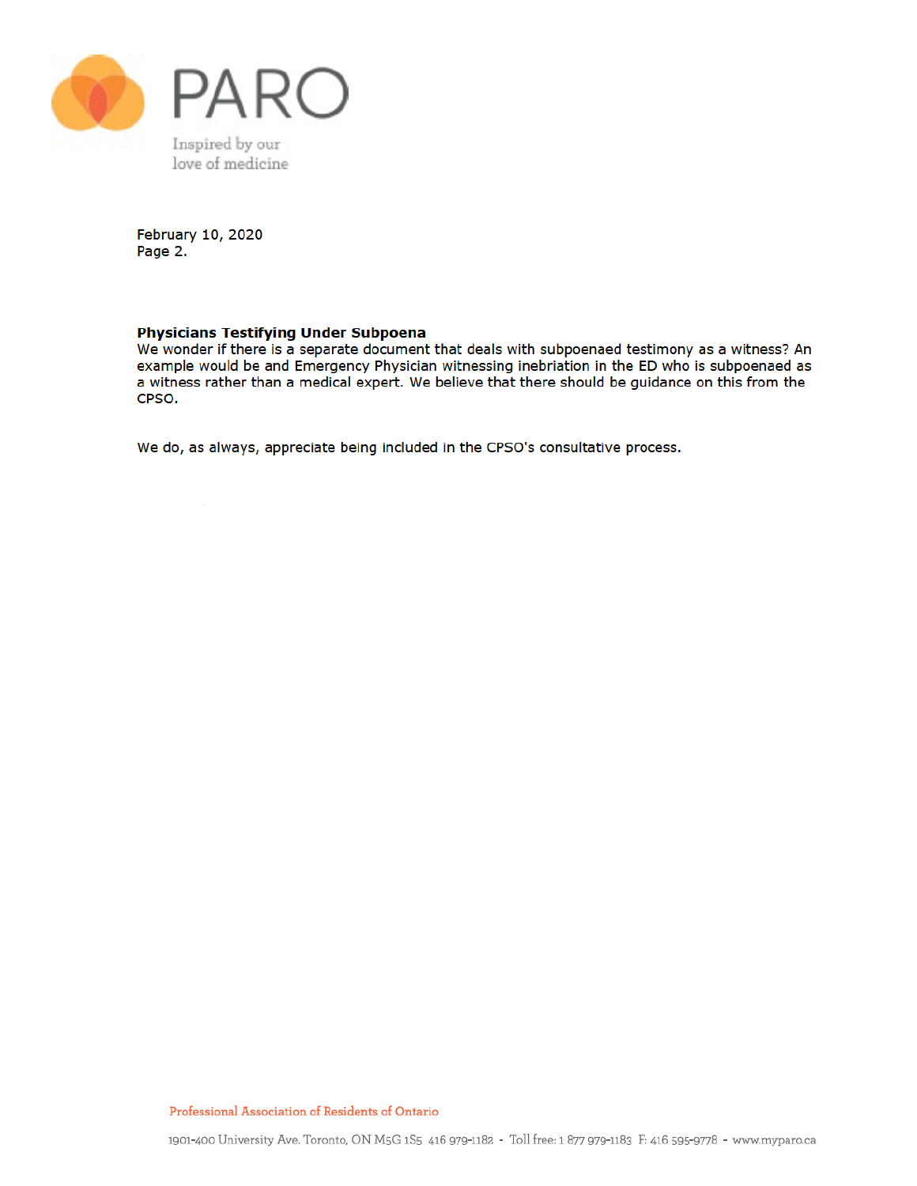February 10, 2020
Page 2.

**Physicians Testifying Under Subpoena**
We wonder if there is a separate document that deals with subpoenaed testimony as a witness? An example would be and Emergency Physician witnessing inebriation in the ED who is subpoenaed as a witness rather than a medical expert. We believe that there should be guidance on this from the CPSO.

We do, as always, appreciate being included in the CPSO's consultative process.